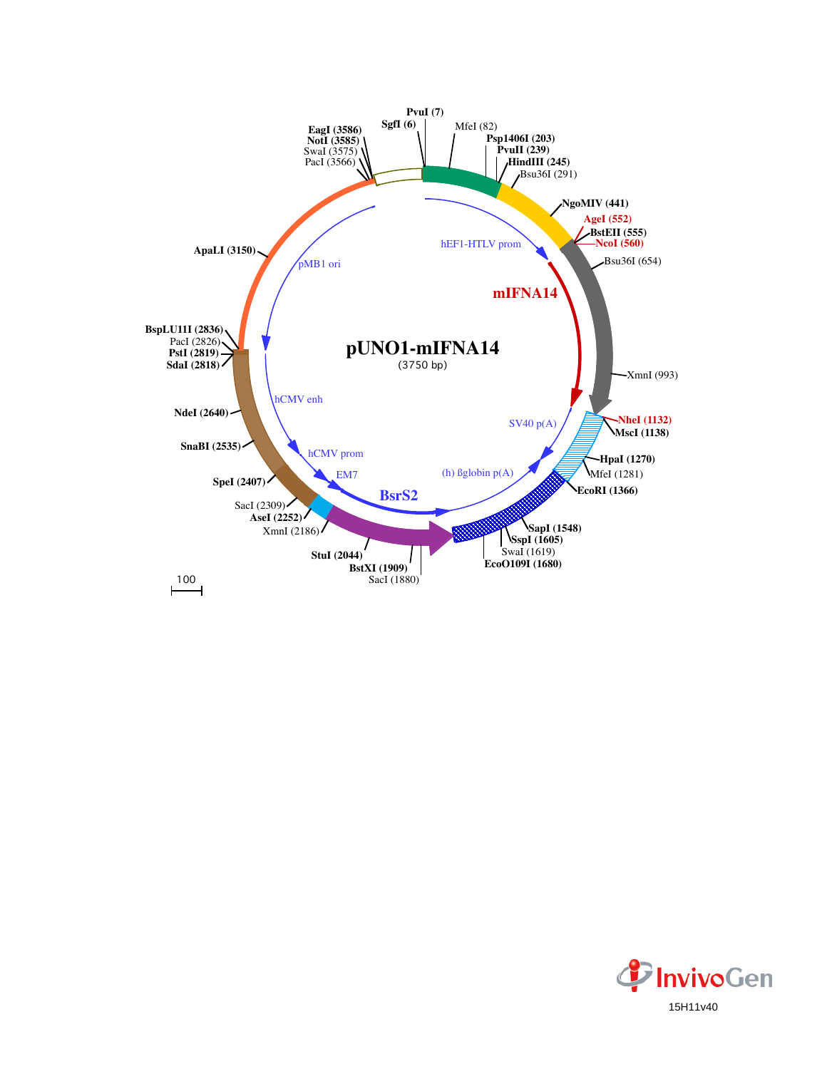# pUNO1-mIFNA14

(3750 bp)

PvuI (7)
SgfI (6)
MfeI (82)
Psp1406I (203)
PvuII (239)
HindIII (245)
Bsu36I (291)
NgoMIV (441)
AgeI (552)
BstEII (555)
NcoI (560)
Bsu36I (654)
XmnI (993)
NheI (1132)
MscI (1138)
HpaI (1270)
MfeI (1281)
EcoRI (1366)
SapI (1548)
SspI (1605)
SwaI (1619)
EcoO109I (1680)
SacI (1880)
BstXI (1909)
StuI (2044)
XmnI (2186)
AseI (2252)
SacI (2309)
SpeI (2407)
SnaBI (2535)
NdeI (2640)
SdaI (2818)
PstI (2819)
PacI (2826)
BspLU11I (2836)
ApaLI (3150)
PacI (3566)
SwaI (3575)
NotI (3585)
EagI (3586)

hEF1-HTLV prom
mIFNA14
SV40 p(A)
(h) ßglobin p(A)
BsrS2
EM7
hCMV prom
hCMV enh
pMB1 ori

100

InvivoGen
15H11v40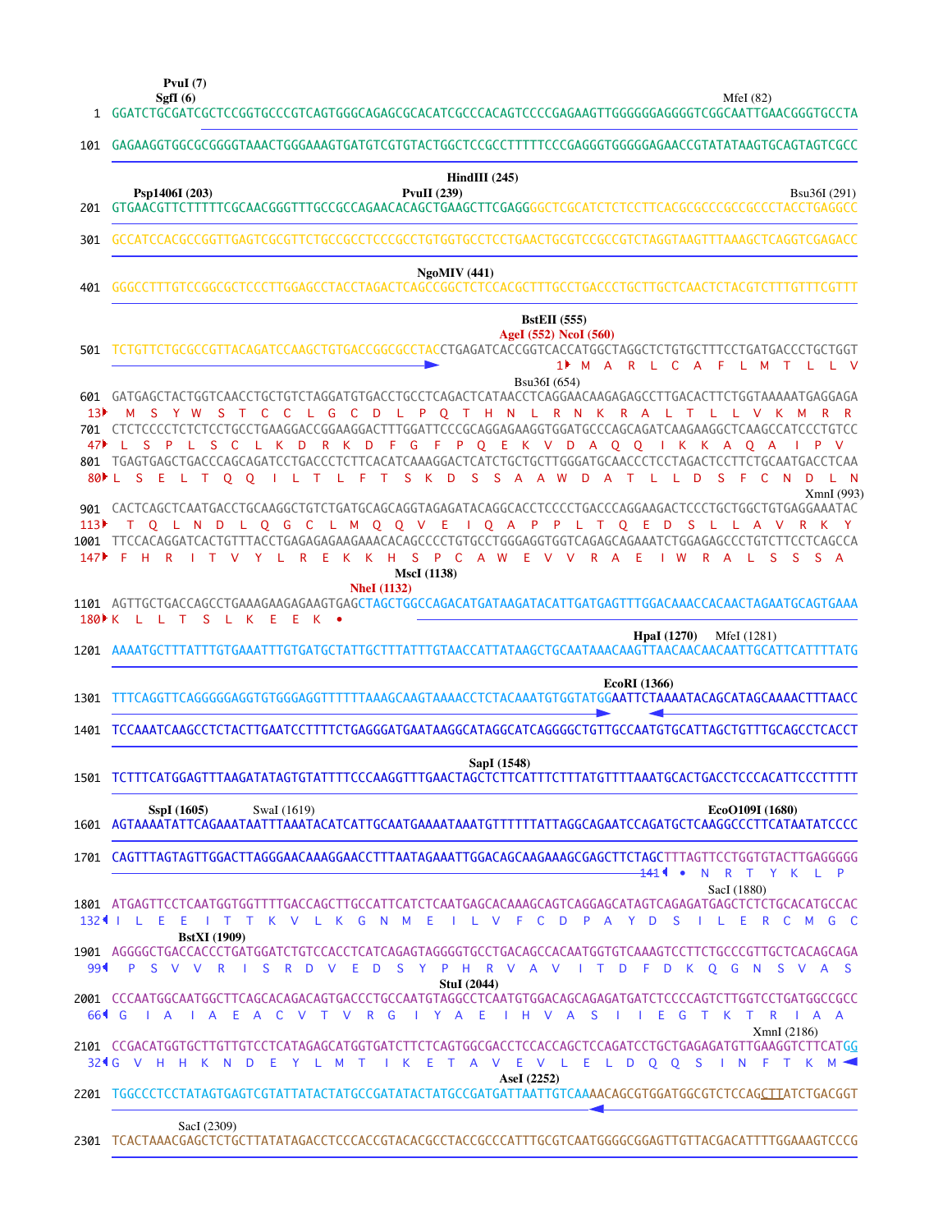```
                PvuI (7)
                SgfI (6)                                                                                   MfeI (82)
   1  GGATCTGCGATCGCTCCGGTGCCCGTCAGTGGGCAGAGCGCACATCGCCCACAGTCCCCGAGAAGTTGGGGGGAGGGGTCGGCAATTGAACGGGTGCCTA

 101  GAGAAGGTGGCGCGGGGTAAACTGGGAAAGTGATGTCGTGTACTGGCTCCGCCTTTTTCCCGAGGGTGGGGGAGAACCGTATATAAGTGCAGTAGTCGCC

                                                            HindIII (245)
       Psp1406I (203)                          PvuII (239)                                                    Bsu36I (291)
 201  GTGAACGTTCTTTTTCGCAACGGGTTTGCCGCCAGAACACAGCTGAAGCTTCGAGGGGCTCGCATCTCTCCTTCACGCGCCCGCCGCCCTACCTGAGGCC

 301  GCCATCCACGCCGGTTGAGTCGCGTTCTGCCGCCTCCCGCCTGTGGTGCCTCCTGAACTGCGTCCGCCGTCTAGGTAAGTTTAAAGCTCAGGTCGAGACC

                                                   NgoMIV (441)
 401  GGGCCTTTGTCCGGCGCTCCCTTGGAGCCTACCTAGACTCAGCCGGCTCTCCACGCTTTGCCTGACCCTGCTTGCTCAACTCTACGTCTTTGTTTCGTTT

                                                                        BstEII (555)
                                                                  AgeI (552) NcoI (560)
 501  TCTGTTCTGCGCCGTTACAGATCCAAGCTGTGACCGGCGCCTACCTGAGATCACCGGTCACCATGGCTAGGCTCTGTGCTTTCCTGATGACCCTGCTGGT
                                                                      1▸  M   A   R   L   C   A   F   L   M   T   L   L   V
                                                                      Bsu36I (654)
 601  GATGAGCTACTGGTCAACCTGCTGTCTAGGATGTGACCTGCCTCAGACTCATAACCTCAGGAACAAGAGAGCCTTGACACTTCTGGTAAAAATGAGGAGA
  13▸   M   S   Y   W   S   T   C   C   L   G   C   D   L   P   Q   T   H   N   L   R   N   K   R   A   L   T   L   L   V   K   M   R   R
 701  CTCTCCCCTCTCTCCTGCCTGAAGGACCGGAAGGACTTTGGATTCCCGCAGGAGAAGGTGGATGCCCAGCAGATCAAGAAGGCTCAAGCCATCCCTGTCC
  47▸ L   S   P   L   S   C   L   K   D   R   K   D   F   G   F   P   Q   E   K   V   D   A   Q   Q   I   K   K   A   Q   A   I   P   V
 801  TGAGTGAGCTGACCCAGCAGATCCTGACCCTCTTCACATCAAAGGACTCATCTGCTGCTTGGGATGCAACCCTCCTAGACTCCTTCTGCAATGACCTCAA
  80▸ L   S   E   L   T   Q   Q   I   L   T   L   F   T   S   K   D   S   S   A   A   W   D   A   T   L   L   D   S   F   C   N   D   L   N
                                                                                                              XmnI (993)
 901  CACTCAGCTCAATGACCTGCAAGGCTGTCTGATGCAGCAGGTAGAGATACAGGCACCTCCCCTGACCCAGGAAGACTCCCTGCTGGCTGTGAGGAAATAC
 113▸   T   Q   L   N   D   L   Q   G   C   L   M   Q   Q   V   E   I   Q   A   P   P   L   T   Q   E   D   S   L   L   A   V   R   K   Y
1001  TTCCACAGGATCACTGTTTACCTGAGAGAGAAGAAACACAGCCCCTGTGCCTGGGAGGTGGTCAGAGCAGAAATCTGGAGAGCCCTGTCTTCCTCAGCCA
 147▸   F   H   R   I   T   V   Y   L   R   E   K   K   H   S   P   C   A   W   E   V   V   R   A   E   I   W   R   A   L   S   S   S   A
                                                MscI (1138)
                                          NheI (1132)
1101  AGTTGCTGACCAGCCTGAAAGAAGAGAAGTGAGCTAGCTGGCCAGACATGATAAGATACATTGATGAGTTTGGACAAACCACAACTAGAATGCAGTGAAA
 180▸ K   L   L   T   S   L   K   E   E   K   •

                                                                                     HpaI (1270)    MfeI (1281)
1201  AAAATGCTTTATTTGTGAAATTTGTGATGCTATTGCTTTATTTGTAACCATTATAAGCTGCAATAAACAAGTTAACAACAACAATTGCATTCATTTTATG

                                                                              EcoRI (1366)
1301  TTTCAGGTTCAGGGGGAGGTGTGGGAGGTTTTTTAAAGCAAGTAAAACCTCTACAAATGTGGTATGGAATTCTAAAATACAGCATAGCAAAACTTTAACC

1401  TCCAAATCAAGCCTCTACTTGAATCCTTTTCTGAGGGATGAATAAGGCATAGGCATCAGGGGCTGTTGCCAATGTGCATTAGCTGTTTGCAGCCTCACCT

                                                       SapI (1548)
1501  TCTTTCATGGAGTTTAAGATATAGTGTATTTTCCCAAGGTTTGAACTAGCTCTTCATTTCTTTATGTTTTAAATGCACTGACCTCCCACATTCCCTTTTT

       SspI (1605)            SwaI (1619)                                                          EcoO109I (1680)
1601  AGTAAAATATTCAGAAATAATTTAAATACATCATTGCAATGAAAATAAATGTTTTTTATTAGGCAGAATCCAGATGCTCAAGGCCCCTTCATAATATCCC

1701  CAGTTTAGTAGTTGGACTTAGGGAACAAAGGAACCTTTAATAGAAATTGGACAGCAAGAAAGCGAGCTTCTAGCTTTAGTTCCTGGTGTACTTGAGGGGG
                                                                                  141◂  •   N   R   T   Y   K   L   P
                                                                                                         SacI (1880)
1801  ATGAGTTCCTCAATGGTGGTTTTGACCAGCTTGCCATTCATCTCAATGAGCACAAAGCAGTCAGGAGCATAGTCAGAGATGAGCTCTCTGCACATGCCAC
 132◂ I   L   E   E   I   T   T   K   V   L   K   G   N   M   E   I   L   V   F   C   D   P   A   Y   D   S   I   L   E   R   C   M   G   C
              BstXI (1909)
1901  AGGGGCTGACCACCCTGATGGATCTGTCCACCTCATCAGAGTAGGGGTGCCTGACAGCCACAATGGTGTCAAAGTCCTTCTGCCCGTTGCTCACAGCAGA
  99◂   P   S   V   V   R   I   S   R   D   V   E   D   S   Y   P   H   R   V   A   V   I   T   D   F   D   K   Q   G   N   S   V   A   S
                                                  StuI (2044)
2001  CCCAATGGCAATGGCTTCAGCACAGACAGTGACCCTGCCAATGTAGGCCTCAATGTGGACAGCAGAGATGATCTCCCCAGTCTTGGTCCTGATGGCCGCC
  66◂   G   I   A   I   A   E   A   C   V   T   V   R   G   I   Y   A   E   I   H   V   A   S   I   I   E   G   T   K   T   R   I   A   A
                                                                                                         XmnI (2186)
2101  CCGACATGGTGCTTGTTGTCCTCATAGAGCATGGTGATCTTCTCAGTGGCGACCTCCACCAGCTCCAGATCCTGCTGAGAGATGTTGAAGGTCTTCATGG
  32◂ G   V   H   H   K   N   D   E   Y   L   M   T   I   K   E   T   A   V   E   V   L   E   L   D   Q   Q   S   I   N   F   T   K   M
                                                                    AseI (2252)
2201  TGGCCCTCCTATAGTGAGTCGTATTATACTATGCCGATATACTATGCCGATGATTAATTGTCAAAACAGCGTGGATGGCGTCTCCAGCTTATCTGACGGT

                SacI (2309)
2301  TCACTAAACGAGCTCTGCTTATATAGACCTCCCACCGTACACGCCTACCGCCCATTTGCGTCAATGGGGCGGAGTTGTTACGACATTTTGGAAAGTCCCG
```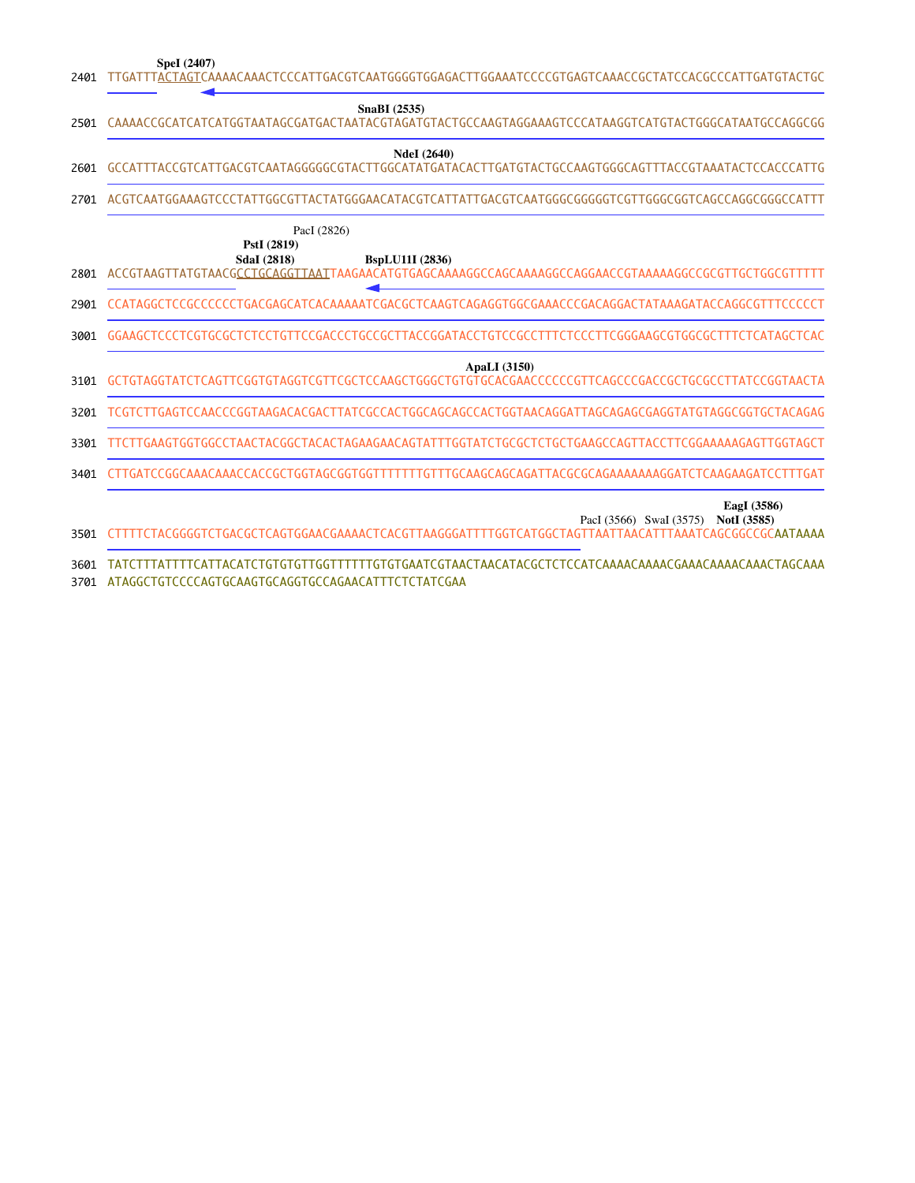SpeI (2407)

2401 TTGATTTACTAGTCAAAACAAACTCCCATTGACGTCAATGGGGTGGAGACTTGGAAATCCCCGTGAGTCAAACCGCTATCCACGCCCATTGATGTACTGC

SnaBI (2535)

2501 CAAAACCGCATCATCATGGTAATAGCGATGACTAATACGTAGATGTACTGCCAAGTAGGAAAGTCCCATAAGGTCATGTACTGGGCATAATGCCAGGCGG

NdeI (2640)

2601 GCCATTTACCGTCATTGACGTCAATAGGGGGCGTACTTGGCATATGATACACTTGATGTACTGCCAAGTGGGCAGTTTACCGTAAATACTCCACCCATTG

2701 ACGTCAATGGAAAGTCCCTATTGGCGTTACTATGGGAACATACGTCATTATTGACGTCAATGGGCGGGGGTCGTTGGGCGGTCAGCCAGGCGGGCCATTT

PacI (2826)
PstI (2819)
SdaI (2818)
BspLU11I (2836)

2801 ACCGTAAGTTATGTAACGCCTGCAGGTTAATTAAGAACATGTGAGCAAAAGGCCAGCAAAAGGCCAGGAACCGTAAAAAGGCCGCGTTGCTGGCGTTTTT

2901 CCATAGGCTCCGCCCCCCTGACGAGCATCACAAAAATCGACGCTCAAGTCAGAGGTGGCGAAACCCGACAGGACTATAAAGATACCAGGCGTTTCCCCCT

3001 GGAAGCTCCCTCGTGCGCTCTCCTGTTCCGACCCTGCCGCTTACCGGATACCTGTCCGCCTTTCTCCCTTCGGGAAGCGTGGCGCTTTCTCATAGCTCAC

ApaLI (3150)

3101 GCTGTAGGTATCTCAGTTCGGTGTAGGTCGTTCGCTCCAAGCTGGGCTGTGTGCACGAACCCCCCGTTCAGCCCGACCGCTGCGCCTTATCCGGTAACTA

3201 TCGTCTTGAGTCCAACCCGGTAAGACACGACTTATCGCCACTGGCAGCAGCCACTGGTAACAGGATTAGCAGAGCGAGGTATGTAGGCGGTGCTACAGAG

3301 TTCTTGAAGTGGTGGCCTAACTACGGCTACACTAGAAGAACAGTATTTGGTATCTGCGCTCTGCTGAAGCCAGTTACCTTCGGAAAAAGAGTTGGTAGCT

3401 CTTGATCCGGCAAACAAACCACCGCTGGTAGCGGTGGTTTTTTTGTTTGCAAGCAGCAGATTACGCGCAGAAAAAAAGGATCTCAAGAAGATCCTTTGAT

EagI (3586)
PacI (3566) SwaI (3575) NotI (3585)

3501 CTTTTCTACGGGGTCTGACGCTCAGTGGAACGAAAACTCACGTTAAGGGATTTTGGTCATGGCTAGTTAATTAACATTTAAATCAGCGGCCGCAATAAAA

3601 TATCTTTATTTTCATTACATCTGTGTGTTGGTTTTTTGTGTGAATCGTAACTAACATACGCTCTCCATCAAAACAAAACGAAACAAAACAAACTAGCAAA

3701 ATAGGCTGTCCCCAGTGCAAGTGCAGGTGCCAGAACATTTCTCTATCGAA